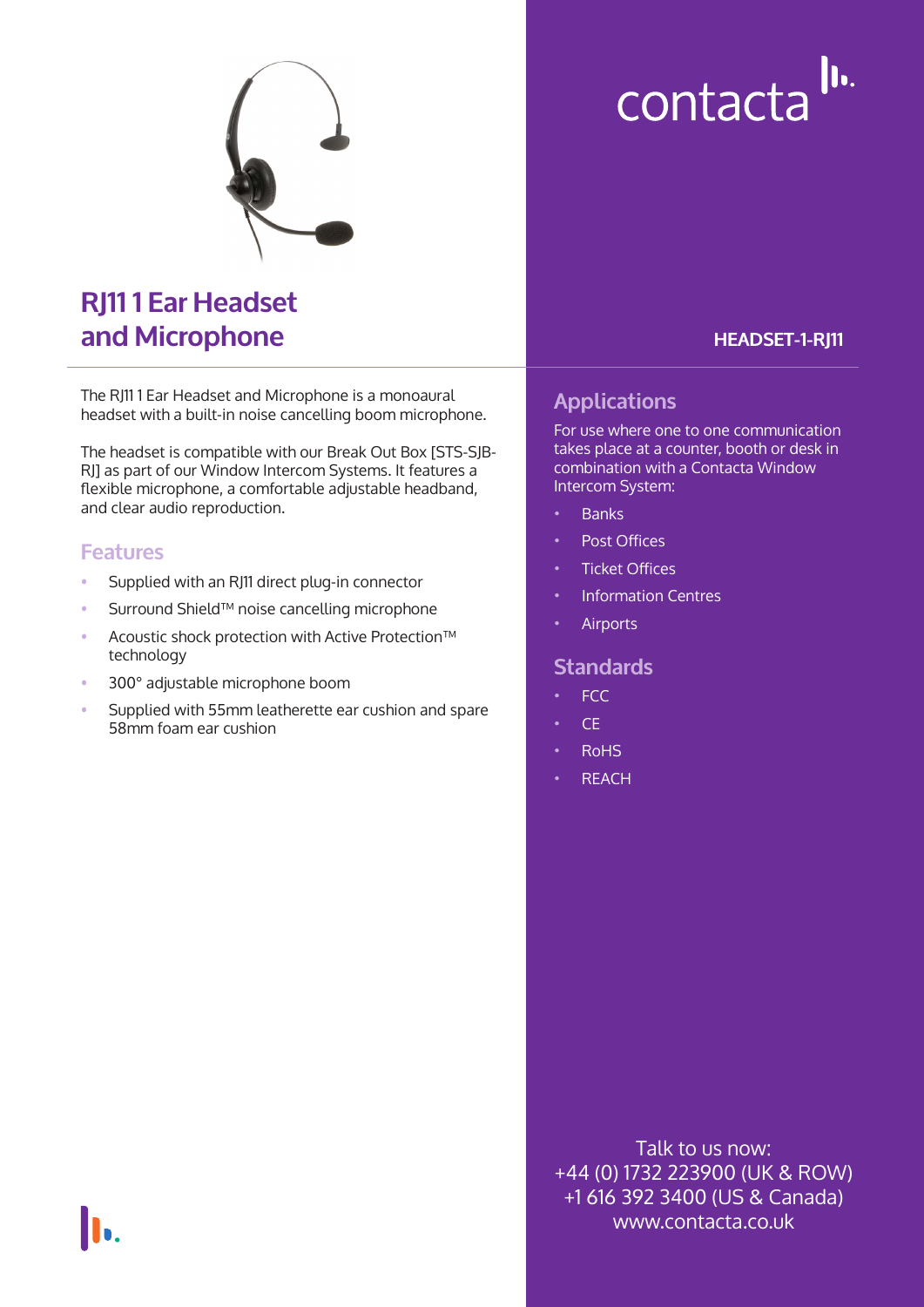# RJ11 1 Ear Headset and Microphone

**HEADSET-1-RJ11**

The RJ11 1 Ear Headset and Microphone is a monoaural headset with a built-in noise cancelling boom microphone.

The headset is compatible with our Break Out Box [STS-SJB-RJ] as part of our Window Intercom Systems. It features a flexible microphone, a comfortable adjustable headband, and clear audio reproduction.

## Features

- Supplied with an RJ11 direct plug-in connector
- Surround Shield™ noise cancelling microphone
- Acoustic shock protection with Active Protection™ technology
- 300° adjustable microphone boom
- Supplied with 55mm leatherette ear cushion and spare 58mm foam ear cushion

## Applications

For use where one to one communication takes place at a counter, booth or desk in combination with a Contacta Window Intercom System:

- Banks
- Post Offices
- Ticket Offices
- Information Centres
- Airports

## Standards

- FCC
- CE
- RoHS
- REACH

Talk to us now:
+44 (0) 1732 223900 (UK & ROW)
+1 616 392 3400 (US & Canada)
www.contacta.co.uk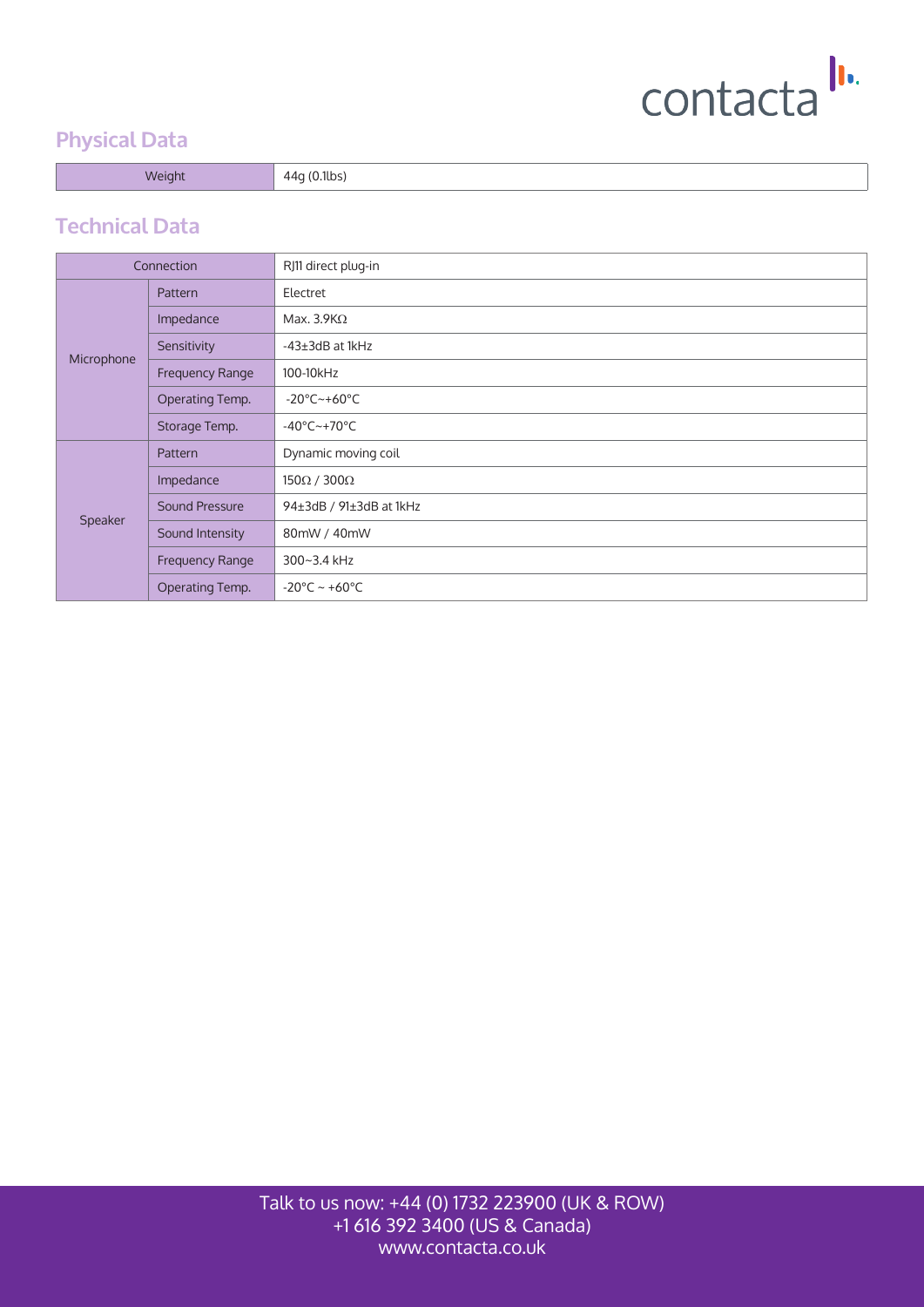## Physical Data

| | |
|---|---|
| Weight | 44g (0.1lbs) |

## Technical Data

| | | |
|---|---|---|
| Connection | | RJ11 direct plug-in |
| Microphone | Pattern | Electret |
| | Impedance | Max. 3.9KΩ |
| | Sensitivity | -43±3dB at 1kHz |
| | Frequency Range | 100-10kHz |
| | Operating Temp. | -20°C~+60°C |
| | Storage Temp. | -40°C~+70°C |
| Speaker | Pattern | Dynamic moving coil |
| | Impedance | 150Ω / 300Ω |
| | Sound Pressure | 94±3dB / 91±3dB at 1kHz |
| | Sound Intensity | 80mW / 40mW |
| | Frequency Range | 300~3.4 kHz |
| | Operating Temp. | -20°C ~ +60°C |

Talk to us now: +44 (0) 1732 223900 (UK & ROW)
+1 616 392 3400 (US & Canada)
www.contacta.co.uk